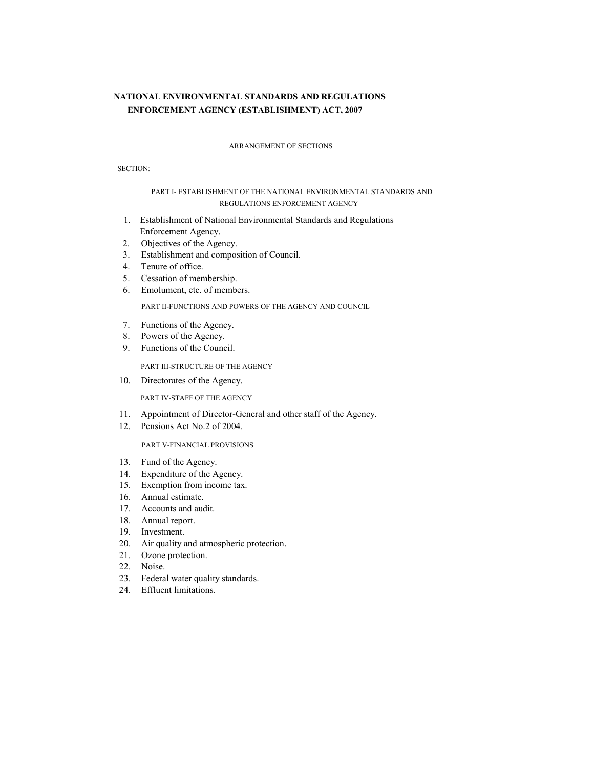# NATIONAL ENVIRONMENTAL STANDARDS AND REGULATIONS ENFORCEMENT AGENCY (ESTABLISHMENT) ACT, 2007

ARRANGEMENT OF SECTIONS

SECTION:

PART I- ESTABLISHMENT OF THE NATIONAL ENVIRONMENTAL STANDARDS AND REGULATIONS ENFORCEMENT AGENCY

1. Establishment of National Environmental Standards and Regulations Enforcement Agency.
2. Objectives of the Agency.
3. Establishment and composition of Council.
4. Tenure of office.
5. Cessation of membership.
6. Emolument, etc. of members.

PART II-FUNCTIONS AND POWERS OF THE AGENCY AND COUNCIL

7. Functions of the Agency.
8. Powers of the Agency.
9. Functions of the Council.

PART III-STRUCTURE OF THE AGENCY

10. Directorates of the Agency.

PART IV-STAFF OF THE AGENCY

11. Appointment of Director-General and other staff of the Agency.
12. Pensions Act No.2 of 2004.

PART V-FINANCIAL PROVISIONS

13. Fund of the Agency.
14. Expenditure of the Agency.
15. Exemption from income tax.
16. Annual estimate.
17. Accounts and audit.
18. Annual report.
19. Investment.
20. Air quality and atmospheric protection.
21. Ozone protection.
22. Noise.
23. Federal water quality standards.
24. Effluent limitations.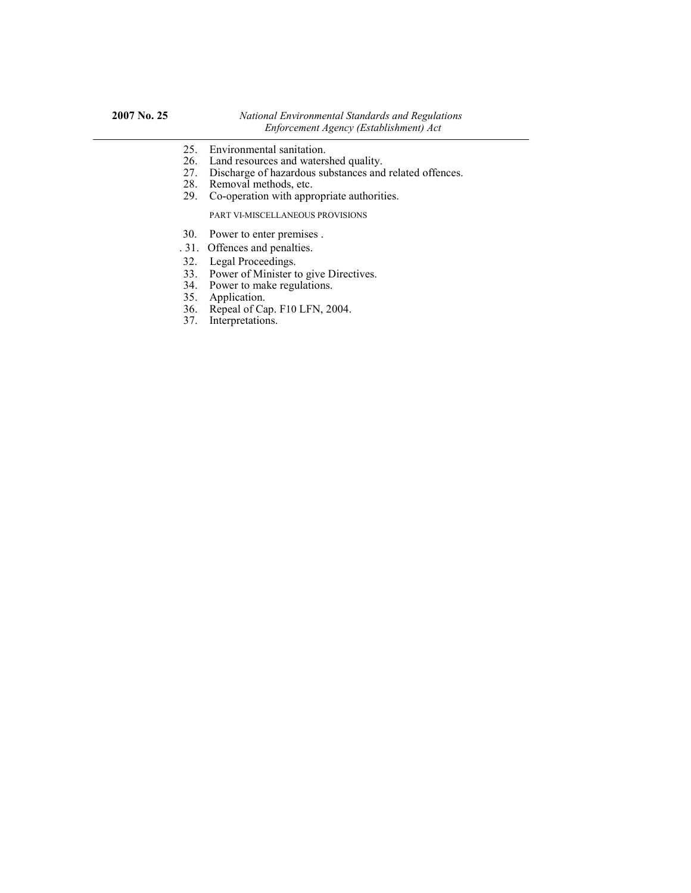25. Environmental sanitation.
26. Land resources and watershed quality.
27. Discharge of hazardous substances and related offences.
28. Removal methods, etc.
29. Co-operation with appropriate authorities.

PART VI-MISCELLANEOUS PROVISIONS

30. Power to enter premises .
31. Offences and penalties.
32. Legal Proceedings.
33. Power of Minister to give Directives.
34. Power to make regulations.
35. Application.
36. Repeal of Cap. F10 LFN, 2004.
37. Interpretations.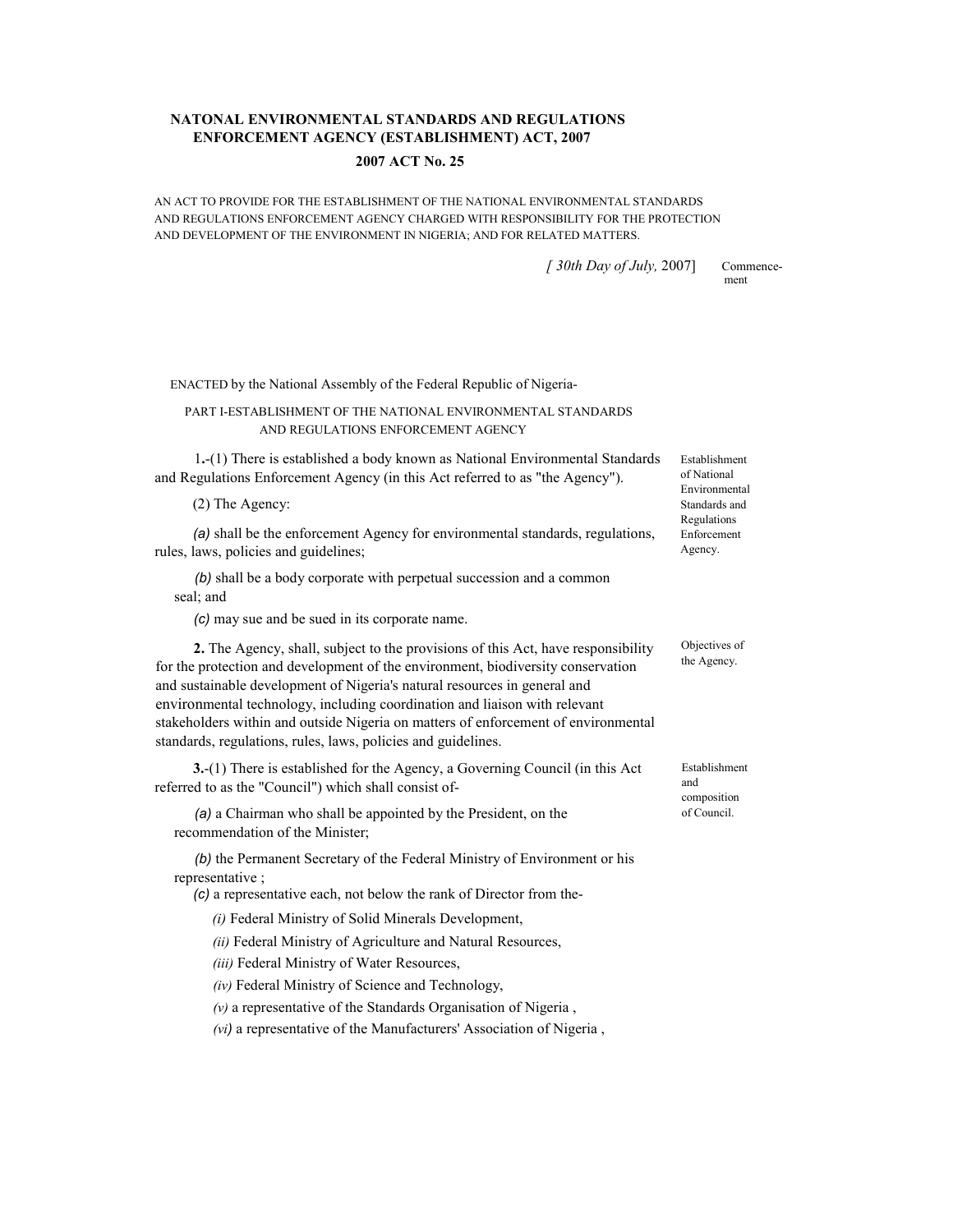# NATONAL ENVIRONMENTAL STANDARDS AND REGULATIONS ENFORCEMENT AGENCY (ESTABLISHMENT) ACT, 2007

## 2007 ACT No. 25

AN ACT TO PROVIDE FOR THE ESTABLISHMENT OF THE NATIONAL ENVIRONMENTAL STANDARDS AND REGULATIONS ENFORCEMENT AGENCY CHARGED WITH RESPONSIBILITY FOR THE PROTECTION AND DEVELOPMENT OF THE ENVIRONMENT IN NIGERIA; AND FOR RELATED MATTERS.

*[ 30th Day of July,* 2007] Commencement

ENACTED by the National Assembly of the Federal Republic of Nigeria-

PART I-ESTABLISHMENT OF THE NATIONAL ENVIRONMENTAL STANDARDS AND REGULATIONS ENFORCEMENT AGENCY

*Establishment of National Environmental Standards and Regulations Enforcement Agency.*

1.-(1) There is established a body known as National Environmental Standards and Regulations Enforcement Agency (in this Act referred to as "the Agency").

(2) The Agency:

*(a)* shall be the enforcement Agency for environmental standards, regulations, rules, laws, policies and guidelines;

*(b)* shall be a body corporate with perpetual succession and a common seal; and

*(c)* may sue and be sued in its corporate name.

*Objectives of the Agency.*

**2.** The Agency, shall, subject to the provisions of this Act, have responsibility for the protection and development of the environment, biodiversity conservation and sustainable development of Nigeria's natural resources in general and environmental technology, including coordination and liaison with relevant stakeholders within and outside Nigeria on matters of enforcement of environmental standards, regulations, rules, laws, policies and guidelines.

*Establishment and composition of Council.*

**3.**-(1) There is established for the Agency, a Governing Council (in this Act referred to as the "Council") which shall consist of-

*(a)* a Chairman who shall be appointed by the President, on the recommendation of the Minister;

*(b)* the Permanent Secretary of the Federal Ministry of Environment or his representative ;

*(c)* a representative each, not below the rank of Director from the-

*(i)* Federal Ministry of Solid Minerals Development,

*(ii)* Federal Ministry of Agriculture and Natural Resources,

*(iii)* Federal Ministry of Water Resources,

*(iv)* Federal Ministry of Science and Technology,

*(v)* a representative of the Standards Organisation of Nigeria ,

*(vi)* a representative of the Manufacturers' Association of Nigeria ,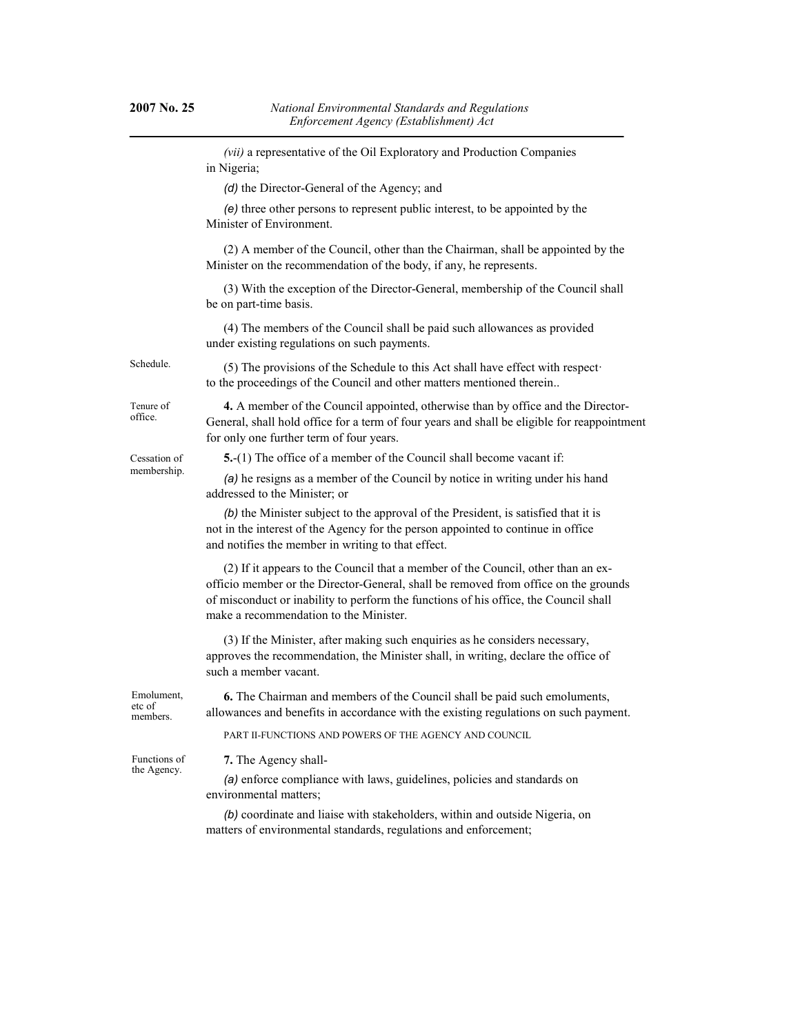*(vii)* a representative of the Oil Exploratory and Production Companies in Nigeria;

*(d)* the Director-General of the Agency; and

*(e)* three other persons to represent public interest, to be appointed by the Minister of Environment.

(2) A member of the Council, other than the Chairman, shall be appointed by the Minister on the recommendation of the body, if any, he represents.

(3) With the exception of the Director-General, membership of the Council shall be on part-time basis.

(4) The members of the Council shall be paid such allowances as provided under existing regulations on such payments.

Schedule.

(5) The provisions of the Schedule to this Act shall have effect with respect· to the proceedings of the Council and other matters mentioned therein..

Tenure of office.

**4.** A member of the Council appointed, otherwise than by office and the Director-General, shall hold office for a term of four years and shall be eligible for reappointment for only one further term of four years.

Cessation of membership.

**5.**-(1) The office of a member of the Council shall become vacant if:

*(a)* he resigns as a member of the Council by notice in writing under his hand addressed to the Minister; or

*(b)* the Minister subject to the approval of the President, is satisfied that it is not in the interest of the Agency for the person appointed to continue in office and notifies the member in writing to that effect.

(2) If it appears to the Council that a member of the Council, other than an ex-officio member or the Director-General, shall be removed from office on the grounds of misconduct or inability to perform the functions of his office, the Council shall make a recommendation to the Minister.

(3) If the Minister, after making such enquiries as he considers necessary, approves the recommendation, the Minister shall, in writing, declare the office of such a member vacant.

Emolument, etc of members.

**6.** The Chairman and members of the Council shall be paid such emoluments, allowances and benefits in accordance with the existing regulations on such payment.

PART II-FUNCTIONS AND POWERS OF THE AGENCY AND COUNCIL

Functions of the Agency.

**7.** The Agency shall-

*(a)* enforce compliance with laws, guidelines, policies and standards on environmental matters;

*(b)* coordinate and liaise with stakeholders, within and outside Nigeria, on matters of environmental standards, regulations and enforcement;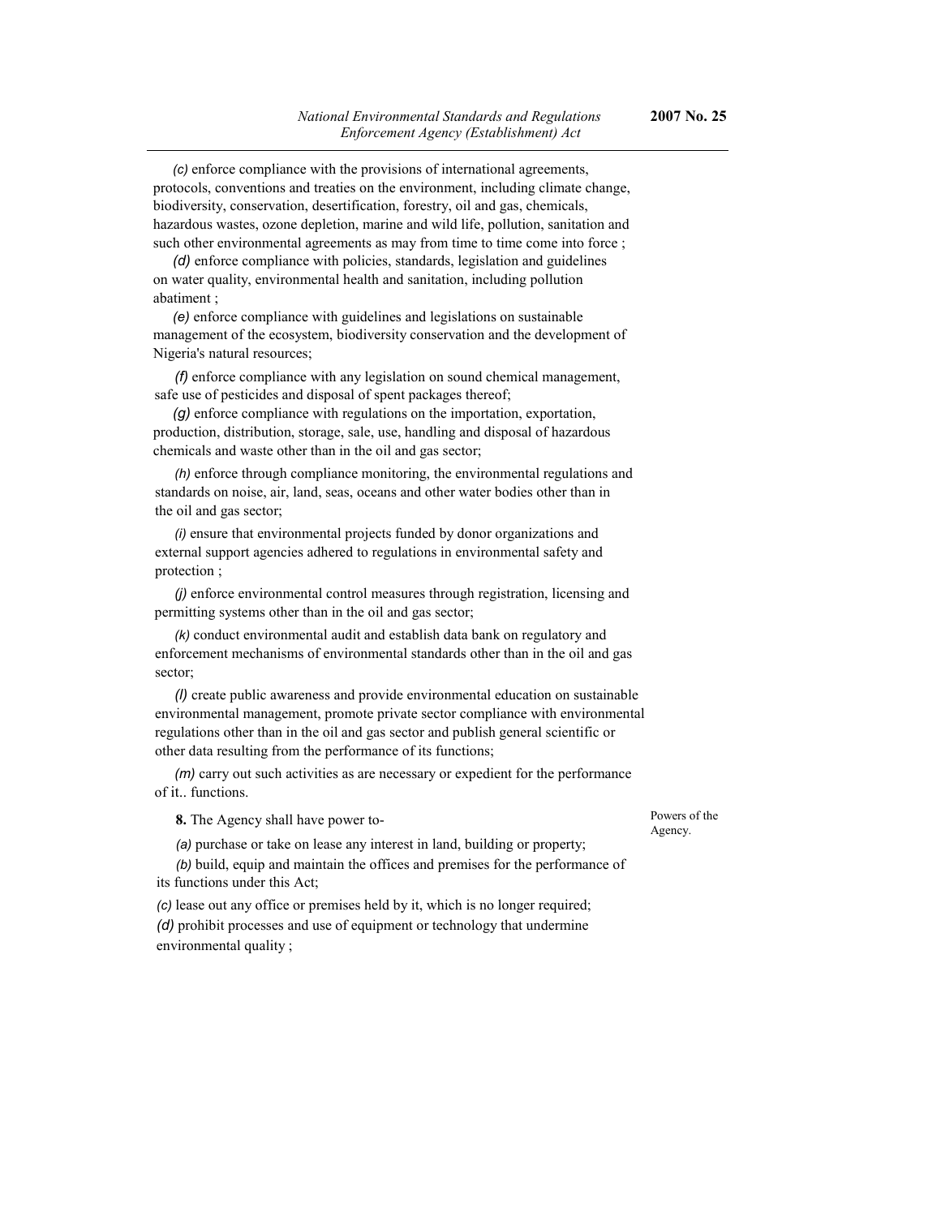*(c)* enforce compliance with the provisions of international agreements, protocols, conventions and treaties on the environment, including climate change, biodiversity, conservation, desertification, forestry, oil and gas, chemicals, hazardous wastes, ozone depletion, marine and wild life, pollution, sanitation and such other environmental agreements as may from time to time come into force ;

*(d)* enforce compliance with policies, standards, legislation and guidelines on water quality, environmental health and sanitation, including pollution abatiment ;

*(e)* enforce compliance with guidelines and legislations on sustainable management of the ecosystem, biodiversity conservation and the development of Nigeria's natural resources;

*(f)* enforce compliance with any legislation on sound chemical management, safe use of pesticides and disposal of spent packages thereof;

*(g)* enforce compliance with regulations on the importation, exportation, production, distribution, storage, sale, use, handling and disposal of hazardous chemicals and waste other than in the oil and gas sector;

*(h)* enforce through compliance monitoring, the environmental regulations and standards on noise, air, land, seas, oceans and other water bodies other than in the oil and gas sector;

*(i)* ensure that environmental projects funded by donor organizations and external support agencies adhered to regulations in environmental safety and protection ;

*(j)* enforce environmental control measures through registration, licensing and permitting systems other than in the oil and gas sector;

*(k)* conduct environmental audit and establish data bank on regulatory and enforcement mechanisms of environmental standards other than in the oil and gas sector;

*(l)* create public awareness and provide environmental education on sustainable environmental management, promote private sector compliance with environmental regulations other than in the oil and gas sector and publish general scientific or other data resulting from the performance of its functions;

*(m)* carry out such activities as are necessary or expedient for the performance of it.. functions.

Powers of the Agency.

**8.** The Agency shall have power to-

*(a)* purchase or take on lease any interest in land, building or property;

*(b)* build, equip and maintain the offices and premises for the performance of its functions under this Act;

*(c)* lease out any office or premises held by it, which is no longer required;

*(d)* prohibit processes and use of equipment or technology that undermine environmental quality ;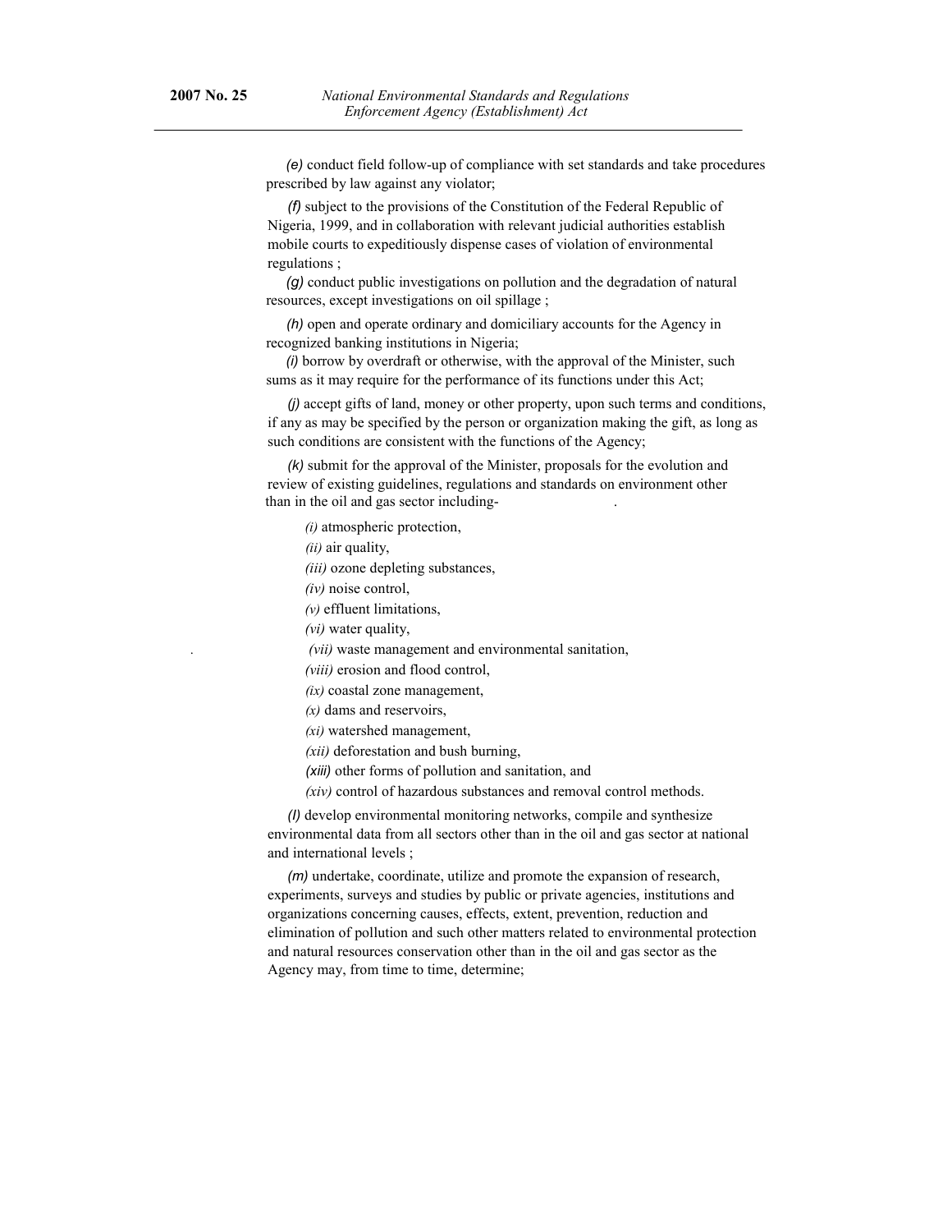*(e)* conduct field follow-up of compliance with set standards and take procedures prescribed by law against any violator;

*(f)* subject to the provisions of the Constitution of the Federal Republic of Nigeria, 1999, and in collaboration with relevant judicial authorities establish mobile courts to expeditiously dispense cases of violation of environmental regulations ;

*(g)* conduct public investigations on pollution and the degradation of natural resources, except investigations on oil spillage ;

*(h)* open and operate ordinary and domiciliary accounts for the Agency in recognized banking institutions in Nigeria;

*(i)* borrow by overdraft or otherwise, with the approval of the Minister, such sums as it may require for the performance of its functions under this Act;

*(j)* accept gifts of land, money or other property, upon such terms and conditions, if any as may be specified by the person or organization making the gift, as long as such conditions are consistent with the functions of the Agency;

*(k)* submit for the approval of the Minister, proposals for the evolution and review of existing guidelines, regulations and standards on environment other than in the oil and gas sector including-

*(i)* atmospheric protection,

*(ii)* air quality,

*(iii)* ozone depleting substances,

*(iv)* noise control,

*(v)* effluent limitations,

*(vi)* water quality,

*(vii)* waste management and environmental sanitation,

*(viii)* erosion and flood control,

*(ix)* coastal zone management,

*(x)* dams and reservoirs,

*(xi)* watershed management,

*(xii)* deforestation and bush burning,

*(xiii)* other forms of pollution and sanitation, and

*(xiv)* control of hazardous substances and removal control methods.

*(l)* develop environmental monitoring networks, compile and synthesize environmental data from all sectors other than in the oil and gas sector at national and international levels ;

*(m)* undertake, coordinate, utilize and promote the expansion of research, experiments, surveys and studies by public or private agencies, institutions and organizations concerning causes, effects, extent, prevention, reduction and elimination of pollution and such other matters related to environmental protection and natural resources conservation other than in the oil and gas sector as the Agency may, from time to time, determine;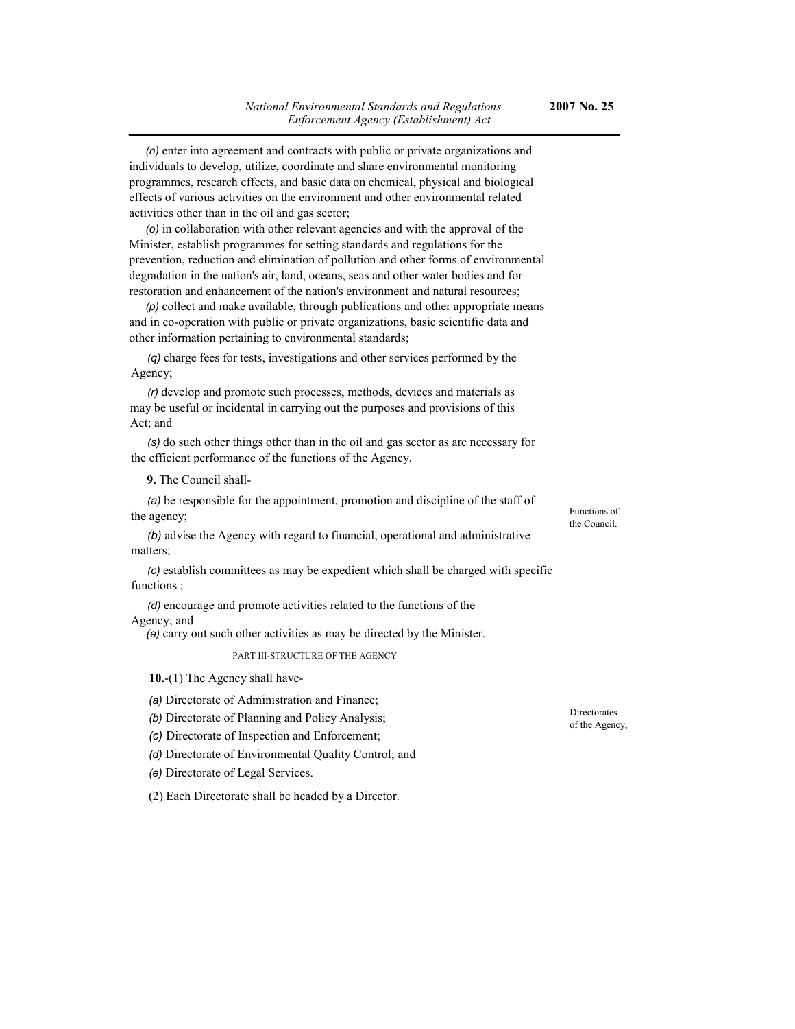*(n)* enter into agreement and contracts with public or private organizations and individuals to develop, utilize, coordinate and share environmental monitoring programmes, research effects, and basic data on chemical, physical and biological effects of various activities on the environment and other environmental related activities other than in the oil and gas sector;

*(o)* in collaboration with other relevant agencies and with the approval of the Minister, establish programmes for setting standards and regulations for the prevention, reduction and elimination of pollution and other forms of environmental degradation in the nation's air, land, oceans, seas and other water bodies and for restoration and enhancement of the nation's environment and natural resources;

*(p)* collect and make available, through publications and other appropriate means and in co-operation with public or private organizations, basic scientific data and other information pertaining to environmental standards;

*(q)* charge fees for tests, investigations and other services performed by the Agency;

*(r)* develop and promote such processes, methods, devices and materials as may be useful or incidental in carrying out the purposes and provisions of this Act; and

*(s)* do such other things other than in the oil and gas sector as are necessary for the efficient performance of the functions of the Agency.

Functions of the Council.

**9.** The Council shall-

*(a)* be responsible for the appointment, promotion and discipline of the staff of the agency;

*(b)* advise the Agency with regard to financial, operational and administrative matters;

*(c)* establish committees as may be expedient which shall be charged with specific functions ;

*(d)* encourage and promote activities related to the functions of the Agency; and

*(e)* carry out such other activities as may be directed by the Minister.

PART III-STRUCTURE OF THE AGENCY

Directorates of the Agency,

**10.**-(1) The Agency shall have-

*(a)* Directorate of Administration and Finance;

*(b)* Directorate of Planning and Policy Analysis;

*(c)* Directorate of Inspection and Enforcement;

*(d)* Directorate of Environmental Quality Control; and

*(e)* Directorate of Legal Services.

(2) Each Directorate shall be headed by a Director.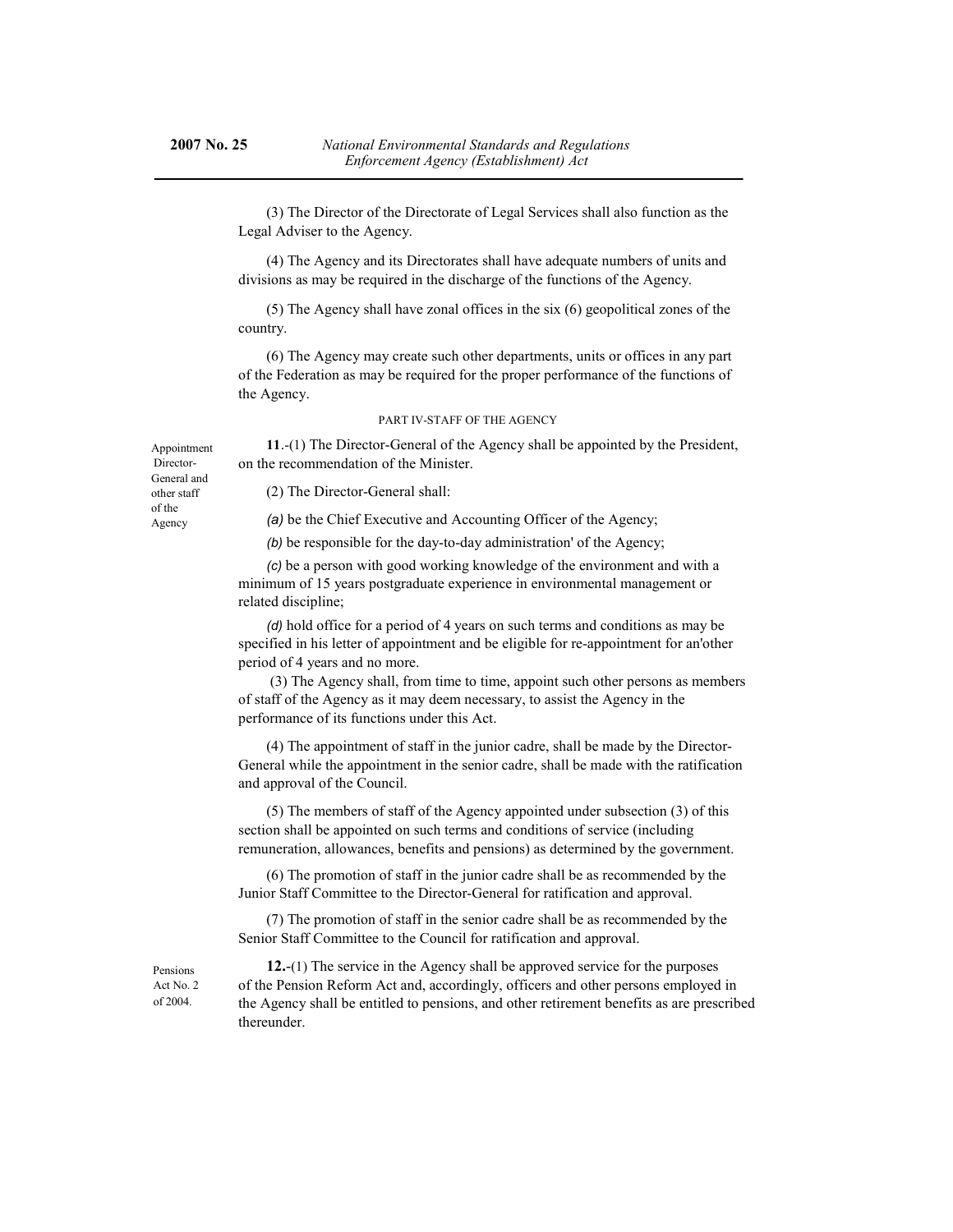(3) The Director of the Directorate of Legal Services shall also function as the Legal Adviser to the Agency.

(4) The Agency and its Directorates shall have adequate numbers of units and divisions as may be required in the discharge of the functions of the Agency.

(5) The Agency shall have zonal offices in the six (6) geopolitical zones of the country.

(6) The Agency may create such other departments, units or offices in any part of the Federation as may be required for the proper performance of the functions of the Agency.

PART IV-STAFF OF THE AGENCY

Appointment Director-General and other staff of the Agency

**11**.-(1) The Director-General of the Agency shall be appointed by the President, on the recommendation of the Minister.

(2) The Director-General shall:

*(a)* be the Chief Executive and Accounting Officer of the Agency;

*(b)* be responsible for the day-to-day administration' of the Agency;

*(c)* be a person with good working knowledge of the environment and with a minimum of 15 years postgraduate experience in environmental management or related discipline;

*(d)* hold office for a period of 4 years on such terms and conditions as may be specified in his letter of appointment and be eligible for re-appointment for an'other period of 4 years and no more.

(3) The Agency shall, from time to time, appoint such other persons as members of staff of the Agency as it may deem necessary, to assist the Agency in the performance of its functions under this Act.

(4) The appointment of staff in the junior cadre, shall be made by the Director-General while the appointment in the senior cadre, shall be made with the ratification and approval of the Council.

(5) The members of staff of the Agency appointed under subsection (3) of this section shall be appointed on such terms and conditions of service (including remuneration, allowances, benefits and pensions) as determined by the government.

(6) The promotion of staff in the junior cadre shall be as recommended by the Junior Staff Committee to the Director-General for ratification and approval.

(7) The promotion of staff in the senior cadre shall be as recommended by the Senior Staff Committee to the Council for ratification and approval.

Pensions Act No. 2 of 2004.

**12.**-(1) The service in the Agency shall be approved service for the purposes of the Pension Reform Act and, accordingly, officers and other persons employed in the Agency shall be entitled to pensions, and other retirement benefits as are prescribed thereunder.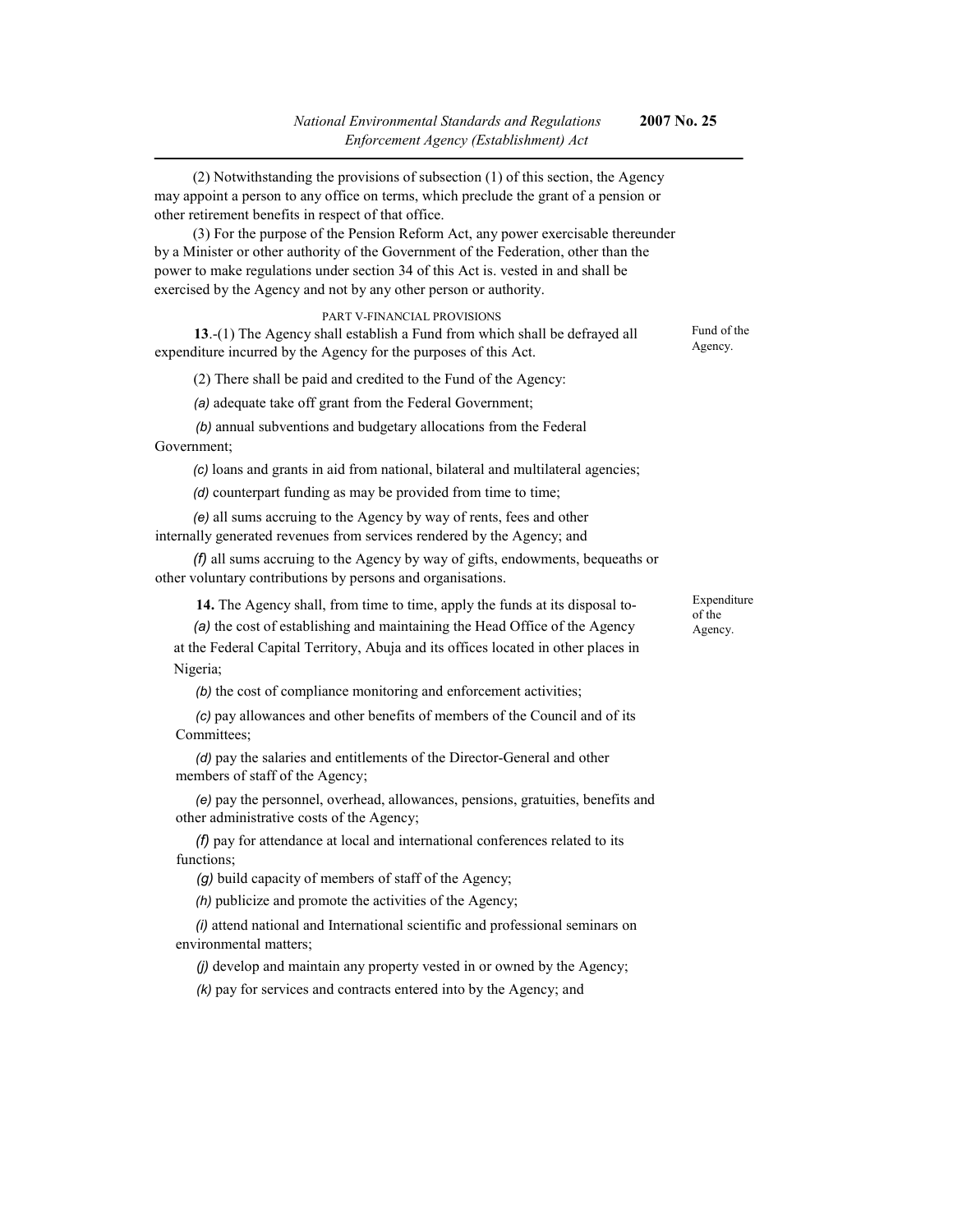(2) Notwithstanding the provisions of subsection (1) of this section, the Agency may appoint a person to any office on terms, which preclude the grant of a pension or other retirement benefits in respect of that office.

(3) For the purpose of the Pension Reform Act, any power exercisable thereunder by a Minister or other authority of the Government of the Federation, other than the power to make regulations under section 34 of this Act is. vested in and shall be exercised by the Agency and not by any other person or authority.

## PART V-FINANCIAL PROVISIONS

*Fund of the Agency.*

**13**.-(1) The Agency shall establish a Fund from which shall be defrayed all expenditure incurred by the Agency for the purposes of this Act.

(2) There shall be paid and credited to the Fund of the Agency:

*(a)* adequate take off grant from the Federal Government;

*(b)* annual subventions and budgetary allocations from the Federal Government;

*(c)* loans and grants in aid from national, bilateral and multilateral agencies;

*(d)* counterpart funding as may be provided from time to time;

*(e)* all sums accruing to the Agency by way of rents, fees and other internally generated revenues from services rendered by the Agency; and

*(f)* all sums accruing to the Agency by way of gifts, endowments, bequeaths or other voluntary contributions by persons and organisations.

*Expenditure of the Agency.*

**14.** The Agency shall, from time to time, apply the funds at its disposal to-

*(a)* the cost of establishing and maintaining the Head Office of the Agency at the Federal Capital Territory, Abuja and its offices located in other places in Nigeria;

*(b)* the cost of compliance monitoring and enforcement activities;

*(c)* pay allowances and other benefits of members of the Council and of its Committees;

*(d)* pay the salaries and entitlements of the Director-General and other members of staff of the Agency;

*(e)* pay the personnel, overhead, allowances, pensions, gratuities, benefits and other administrative costs of the Agency;

*(f)* pay for attendance at local and international conferences related to its functions;

*(g)* build capacity of members of staff of the Agency;

*(h)* publicize and promote the activities of the Agency;

*(i)* attend national and International scientific and professional seminars on environmental matters;

*(j)* develop and maintain any property vested in or owned by the Agency;

*(k)* pay for services and contracts entered into by the Agency; and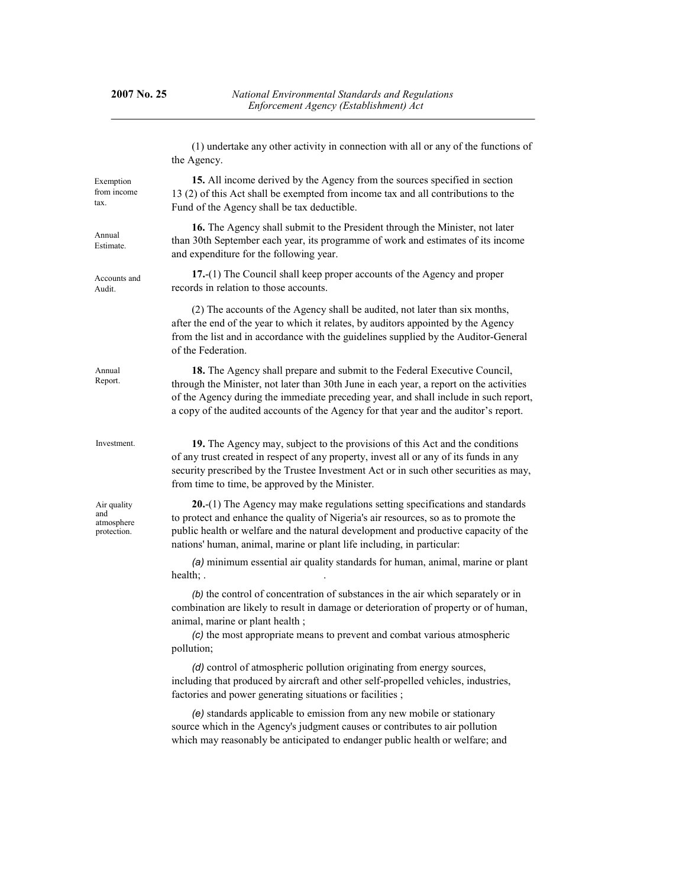(1) undertake any other activity in connection with all or any of the functions of the Agency.

Exemption from income tax.

**15.** All income derived by the Agency from the sources specified in section 13 (2) of this Act shall be exempted from income tax and all contributions to the Fund of the Agency shall be tax deductible.

Annual Estimate.

**16.** The Agency shall submit to the President through the Minister, not later than 30th September each year, its programme of work and estimates of its income and expenditure for the following year.

Accounts and Audit.

**17.**-(1) The Council shall keep proper accounts of the Agency and proper records in relation to those accounts.

(2) The accounts of the Agency shall be audited, not later than six months, after the end of the year to which it relates, by auditors appointed by the Agency from the list and in accordance with the guidelines supplied by the Auditor-General of the Federation.

Annual Report.

**18.** The Agency shall prepare and submit to the Federal Executive Council, through the Minister, not later than 30th June in each year, a report on the activities of the Agency during the immediate preceding year, and shall include in such report, a copy of the audited accounts of the Agency for that year and the auditor's report.

Investment.

**19.** The Agency may, subject to the provisions of this Act and the conditions of any trust created in respect of any property, invest all or any of its funds in any security prescribed by the Trustee Investment Act or in such other securities as may, from time to time, be approved by the Minister.

Air quality and atmosphere protection.

**20.**-(1) The Agency may make regulations setting specifications and standards to protect and enhance the quality of Nigeria's air resources, so as to promote the public health or welfare and the natural development and productive capacity of the nations' human, animal, marine or plant life including, in particular:

*(a)* minimum essential air quality standards for human, animal, marine or plant health; .

*(b)* the control of concentration of substances in the air which separately or in combination are likely to result in damage or deterioration of property or of human, animal, marine or plant health ;

*(c)* the most appropriate means to prevent and combat various atmospheric pollution;

*(d)* control of atmospheric pollution originating from energy sources, including that produced by aircraft and other self-propelled vehicles, industries, factories and power generating situations or facilities ;

*(e)* standards applicable to emission from any new mobile or stationary source which in the Agency's judgment causes or contributes to air pollution which may reasonably be anticipated to endanger public health or welfare; and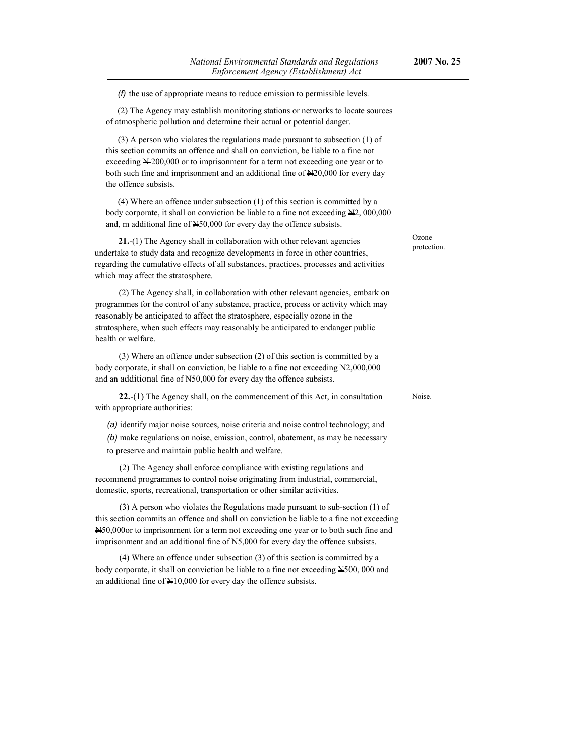*(f)* the use of appropriate means to reduce emission to permissible levels.

(2) The Agency may establish monitoring stations or networks to locate sources of atmospheric pollution and determine their actual or potential danger.

(3) A person who violates the regulations made pursuant to subsection (1) of this section commits an offence and shall on conviction, be liable to a fine not exceeding ₦200,000 or to imprisonment for a term not exceeding one year or to both such fine and imprisonment and an additional fine of ₦20,000 for every day the offence subsists.

(4) Where an offence under subsection (1) of this section is committed by a body corporate, it shall on conviction be liable to a fine not exceeding ₦2, 000,000 and, m additional fine of ₦50,000 for every day the offence subsists.

Ozone protection.

**21.**-(1) The Agency shall in collaboration with other relevant agencies undertake to study data and recognize developments in force in other countries, regarding the cumulative effects of all substances, practices, processes and activities which may affect the stratosphere.

(2) The Agency shall, in collaboration with other relevant agencies, embark on programmes for the control of any substance, practice, process or activity which may reasonably be anticipated to affect the stratosphere, especially ozone in the stratosphere, when such effects may reasonably be anticipated to endanger public health or welfare.

(3) Where an offence under subsection (2) of this section is committed by a body corporate, it shall on conviction, be liable to a fine not exceeding ₦2,000,000 and an additional fine of ₦50,000 for every day the offence subsists.

Noise.

**22.**-(1) The Agency shall, on the commencement of this Act, in consultation with appropriate authorities:

*(a)* identify major noise sources, noise criteria and noise control technology; and

*(b)* make regulations on noise, emission, control, abatement, as may be necessary to preserve and maintain public health and welfare.

(2) The Agency shall enforce compliance with existing regulations and recommend programmes to control noise originating from industrial, commercial, domestic, sports, recreational, transportation or other similar activities.

(3) A person who violates the Regulations made pursuant to sub-section (1) of this section commits an offence and shall on conviction be liable to a fine not exceeding ₦50,000or to imprisonment for a term not exceeding one year or to both such fine and imprisonment and an additional fine of ₦5,000 for every day the offence subsists.

(4) Where an offence under subsection (3) of this section is committed by a body corporate, it shall on conviction be liable to a fine not exceeding ₦500, 000 and an additional fine of ₦10,000 for every day the offence subsists.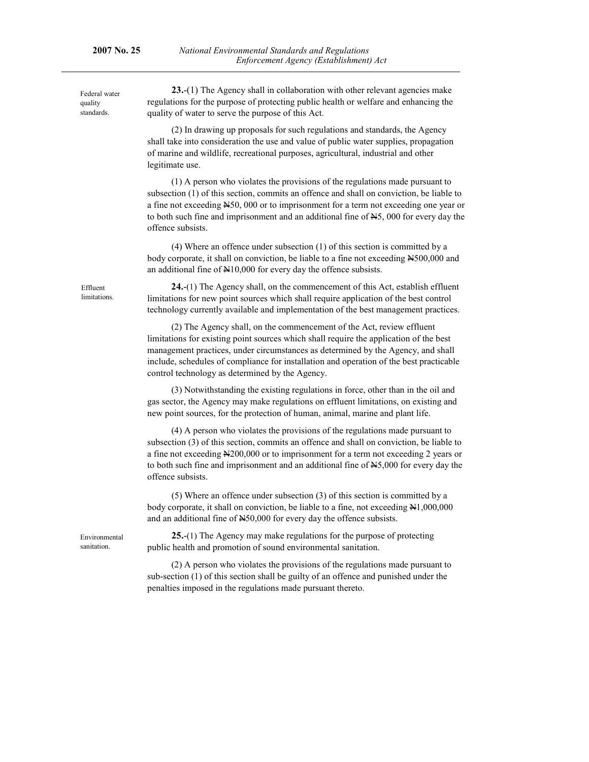**23.**-(1) The Agency shall in collaboration with other relevant agencies make regulations for the purpose of protecting public health or welfare and enhancing the quality of water to serve the purpose of this Act.

*Federal water quality standards.*

(2) In drawing up proposals for such regulations and standards, the Agency shall take into consideration the use and value of public water supplies, propagation of marine and wildlife, recreational purposes, agricultural, industrial and other legitimate use.

(1) A person who violates the provisions of the regulations made pursuant to subsection (1) of this section, commits an offence and shall on conviction, be liable to a fine not exceeding ₦50, 000 or to imprisonment for a term not exceeding one year or to both such fine and imprisonment and an additional fine of ₦5, 000 for every day the offence subsists.

(4) Where an offence under subsection (1) of this section is committed by a body corporate, it shall on conviction, be liable to a fine not exceeding ₦500,000 and an additional fine of ₦10,000 for every day the offence subsists.

**24.**-(1) The Agency shall, on the commencement of this Act, establish effluent limitations for new point sources which shall require application of the best control technology currently available and implementation of the best management practices.

*Effluent limitations.*

(2) The Agency shall, on the commencement of the Act, review effluent limitations for existing point sources which shall require the application of the best management practices, under circumstances as determined by the Agency, and shall include, schedules of compliance for installation and operation of the best practicable control technology as determined by the Agency.

(3) Notwithstanding the existing regulations in force, other than in the oil and gas sector, the Agency may make regulations on effluent limitations, on existing and new point sources, for the protection of human, animal, marine and plant life.

(4) A person who violates the provisions of the regulations made pursuant to subsection (3) of this section, commits an offence and shall on conviction, be liable to a fine not exceeding ₦200,000 or to imprisonment for a term not exceeding 2 years or to both such fine and imprisonment and an additional fine of ₦5,000 for every day the offence subsists.

(5) Where an offence under subsection (3) of this section is committed by a body corporate, it shall on conviction, be liable to a fine, not exceeding ₦1,000,000 and an additional fine of ₦50,000 for every day the offence subsists.

**25.**-(1) The Agency may make regulations for the purpose of protecting public health and promotion of sound environmental sanitation.

*Environmental sanitation.*

(2) A person who violates the provisions of the regulations made pursuant to sub-section (1) of this section shall be guilty of an offence and punished under the penalties imposed in the regulations made pursuant thereto.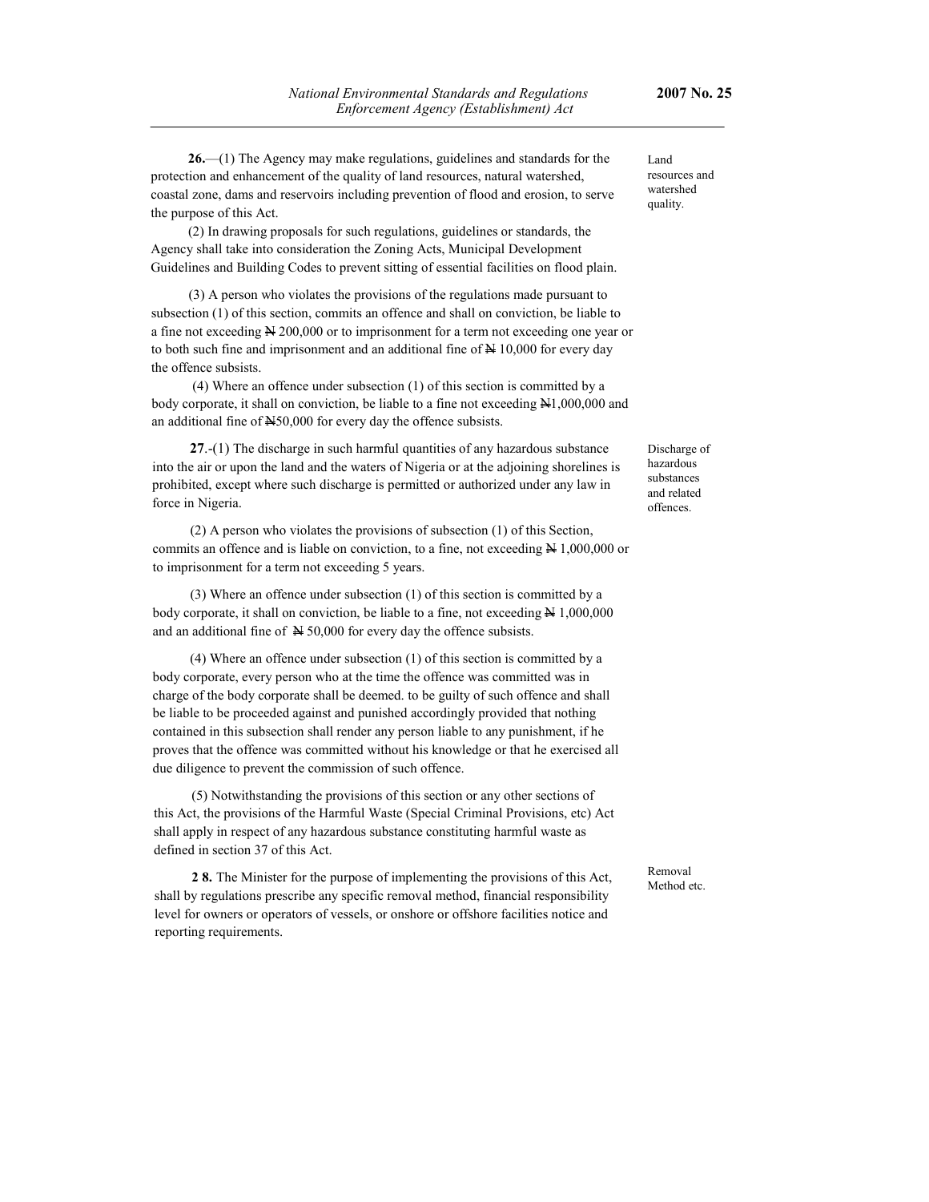**26.**—(1) The Agency may make regulations, guidelines and standards for the protection and enhancement of the quality of land resources, natural watershed, coastal zone, dams and reservoirs including prevention of flood and erosion, to serve the purpose of this Act.

*Land resources and watershed quality.*

(2) In drawing proposals for such regulations, guidelines or standards, the Agency shall take into consideration the Zoning Acts, Municipal Development Guidelines and Building Codes to prevent sitting of essential facilities on flood plain.

(3) A person who violates the provisions of the regulations made pursuant to subsection (1) of this section, commits an offence and shall on conviction, be liable to a fine not exceeding ₦ 200,000 or to imprisonment for a term not exceeding one year or to both such fine and imprisonment and an additional fine of ₦ 10,000 for every day the offence subsists.

(4) Where an offence under subsection (1) of this section is committed by a body corporate, it shall on conviction, be liable to a fine not exceeding ₦1,000,000 and an additional fine of ₦50,000 for every day the offence subsists.

**27**.-(1) The discharge in such harmful quantities of any hazardous substance into the air or upon the land and the waters of Nigeria or at the adjoining shorelines is prohibited, except where such discharge is permitted or authorized under any law in force in Nigeria.

*Discharge of hazardous substances and related offences.*

(2) A person who violates the provisions of subsection (1) of this Section, commits an offence and is liable on conviction, to a fine, not exceeding ₦ 1,000,000 or to imprisonment for a term not exceeding 5 years.

(3) Where an offence under subsection (1) of this section is committed by a body corporate, it shall on conviction, be liable to a fine, not exceeding ₦ 1,000,000 and an additional fine of ₦ 50,000 for every day the offence subsists.

(4) Where an offence under subsection (1) of this section is committed by a body corporate, every person who at the time the offence was committed was in charge of the body corporate shall be deemed. to be guilty of such offence and shall be liable to be proceeded against and punished accordingly provided that nothing contained in this subsection shall render any person liable to any punishment, if he proves that the offence was committed without his knowledge or that he exercised all due diligence to prevent the commission of such offence.

(5) Notwithstanding the provisions of this section or any other sections of this Act, the provisions of the Harmful Waste (Special Criminal Provisions, etc) Act shall apply in respect of any hazardous substance constituting harmful waste as defined in section 37 of this Act.

**2 8.** The Minister for the purpose of implementing the provisions of this Act, shall by regulations prescribe any specific removal method, financial responsibility level for owners or operators of vessels, or onshore or offshore facilities notice and reporting requirements.

*Removal Method etc.*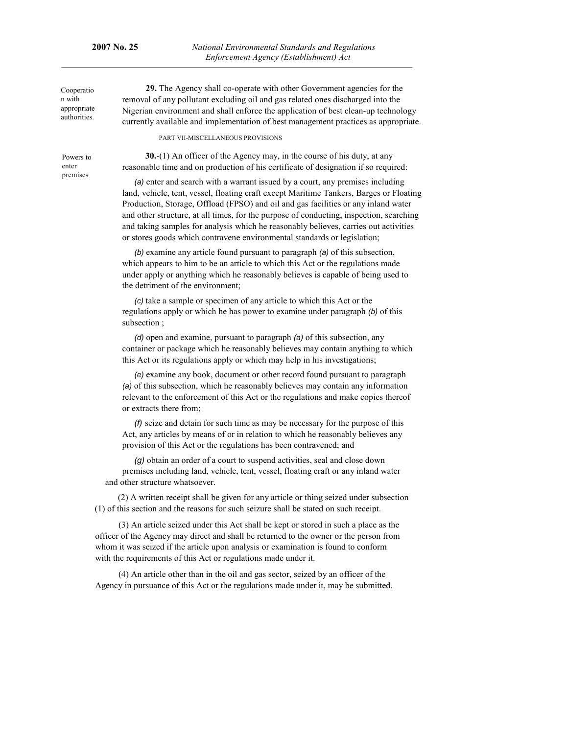Cooperation with appropriate authorities.

**29.** The Agency shall co-operate with other Government agencies for the removal of any pollutant excluding oil and gas related ones discharged into the Nigerian environment and shall enforce the application of best clean-up technology currently available and implementation of best management practices as appropriate.

PART VII-MISCELLANEOUS PROVISIONS

Powers to enter premises

**30.**-(1) An officer of the Agency may, in the course of his duty, at any reasonable time and on production of his certificate of designation if so required:

*(a)* enter and search with a warrant issued by a court, any premises including land, vehicle, tent, vessel, floating craft except Maritime Tankers, Barges or Floating Production, Storage, Offload (FPSO) and oil and gas facilities or any inland water and other structure, at all times, for the purpose of conducting, inspection, searching and taking samples for analysis which he reasonably believes, carries out activities or stores goods which contravene environmental standards or legislation;

*(b)* examine any article found pursuant to paragraph *(a)* of this subsection, which appears to him to be an article to which this Act or the regulations made under apply or anything which he reasonably believes is capable of being used to the detriment of the environment;

*(c)* take a sample or specimen of any article to which this Act or the regulations apply or which he has power to examine under paragraph *(b)* of this subsection ;

*(d)* open and examine, pursuant to paragraph *(a)* of this subsection, any container or package which he reasonably believes may contain anything to which this Act or its regulations apply or which may help in his investigations;

*(e)* examine any book, document or other record found pursuant to paragraph *(a)* of this subsection, which he reasonably believes may contain any information relevant to the enforcement of this Act or the regulations and make copies thereof or extracts there from;

*(f)* seize and detain for such time as may be necessary for the purpose of this Act, any articles by means of or in relation to which he reasonably believes any provision of this Act or the regulations has been contravened; and

*(g)* obtain an order of a court to suspend activities, seal and close down premises including land, vehicle, tent, vessel, floating craft or any inland water and other structure whatsoever.

(2) A written receipt shall be given for any article or thing seized under subsection (1) of this section and the reasons for such seizure shall be stated on such receipt.

(3) An article seized under this Act shall be kept or stored in such a place as the officer of the Agency may direct and shall be returned to the owner or the person from whom it was seized if the article upon analysis or examination is found to conform with the requirements of this Act or regulations made under it.

(4) An article other than in the oil and gas sector, seized by an officer of the Agency in pursuance of this Act or the regulations made under it, may be submitted.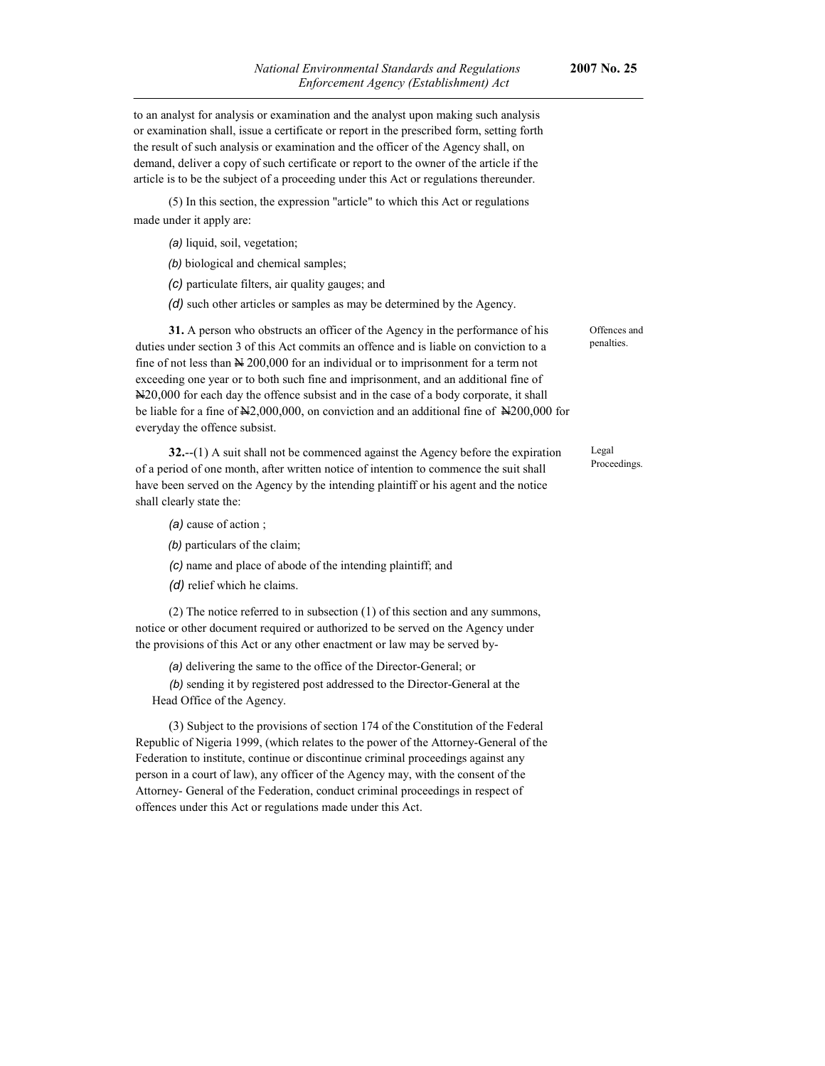to an analyst for analysis or examination and the analyst upon making such analysis or examination shall, issue a certificate or report in the prescribed form, setting forth the result of such analysis or examination and the officer of the Agency shall, on demand, deliver a copy of such certificate or report to the owner of the article if the article is to be the subject of a proceeding under this Act or regulations thereunder.

(5) In this section, the expression "article" to which this Act or regulations made under it apply are:

*(a)* liquid, soil, vegetation;

*(b)* biological and chemical samples;

*(c)* particulate filters, air quality gauges; and

*(d)* such other articles or samples as may be determined by the Agency.

Offences and penalties.

**31.** A person who obstructs an officer of the Agency in the performance of his duties under section 3 of this Act commits an offence and is liable on conviction to a fine of not less than ₦ 200,000 for an individual or to imprisonment for a term not exceeding one year or to both such fine and imprisonment, and an additional fine of ₦20,000 for each day the offence subsist and in the case of a body corporate, it shall be liable for a fine of ₦2,000,000, on conviction and an additional fine of ₦200,000 for everyday the offence subsist.

Legal Proceedings.

**32.**--(1) A suit shall not be commenced against the Agency before the expiration of a period of one month, after written notice of intention to commence the suit shall have been served on the Agency by the intending plaintiff or his agent and the notice shall clearly state the:

*(a)* cause of action ;

*(b)* particulars of the claim;

*(c)* name and place of abode of the intending plaintiff; and

*(d)* relief which he claims.

(2) The notice referred to in subsection (1) of this section and any summons, notice or other document required or authorized to be served on the Agency under the provisions of this Act or any other enactment or law may be served by-

*(a)* delivering the same to the office of the Director-General; or

*(b)* sending it by registered post addressed to the Director-General at the Head Office of the Agency.

(3) Subject to the provisions of section 174 of the Constitution of the Federal Republic of Nigeria 1999, (which relates to the power of the Attorney-General of the Federation to institute, continue or discontinue criminal proceedings against any person in a court of law), any officer of the Agency may, with the consent of the Attorney- General of the Federation, conduct criminal proceedings in respect of offences under this Act or regulations made under this Act.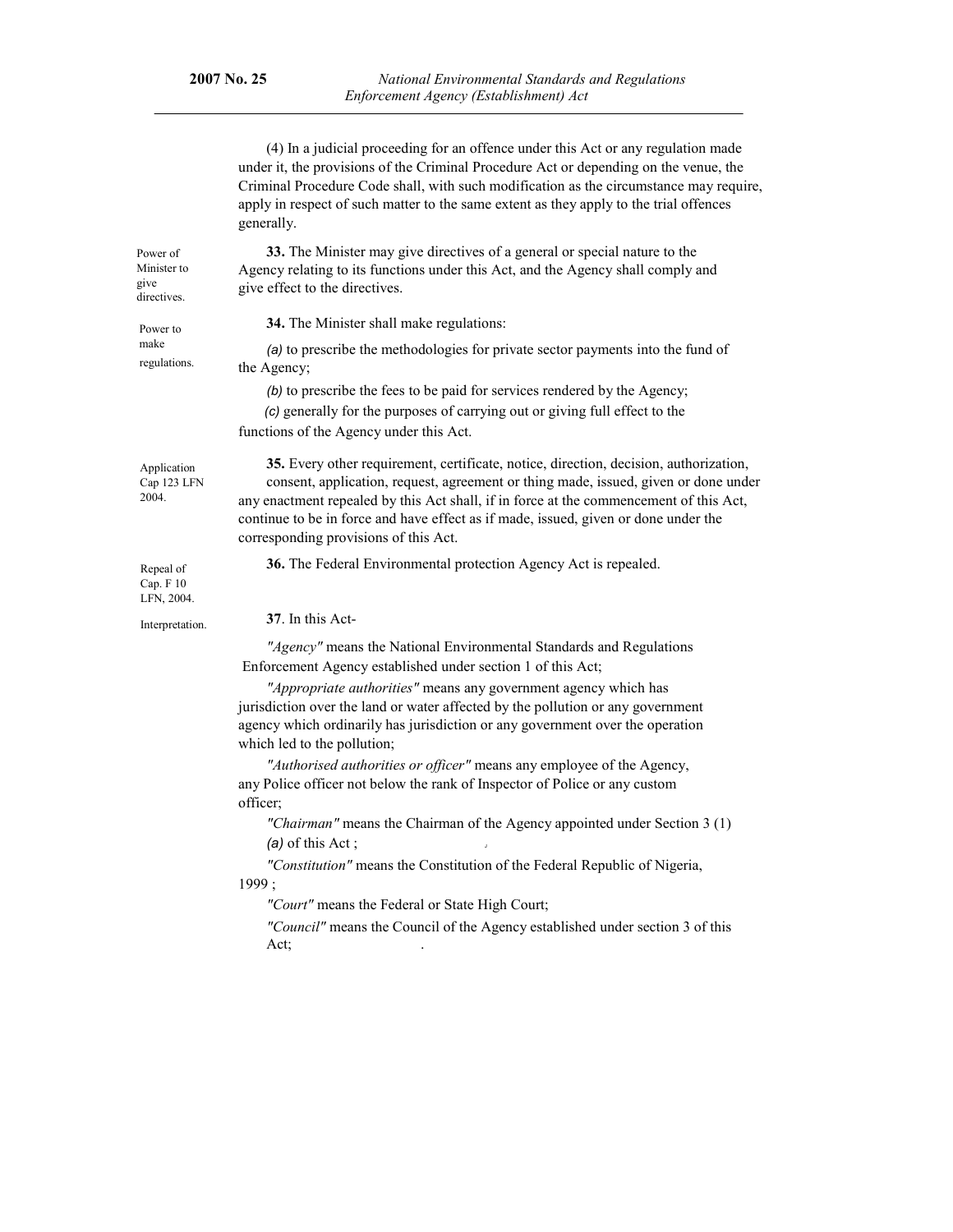(4) In a judicial proceeding for an offence under this Act or any regulation made under it, the provisions of the Criminal Procedure Act or depending on the venue, the Criminal Procedure Code shall, with such modification as the circumstance may require, apply in respect of such matter to the same extent as they apply to the trial offences generally.

Power of Minister to give directives.

**33.** The Minister may give directives of a general or special nature to the Agency relating to its functions under this Act, and the Agency shall comply and give effect to the directives.

Power to make regulations.

**34.** The Minister shall make regulations:

*(a)* to prescribe the methodologies for private sector payments into the fund of the Agency;

*(b)* to prescribe the fees to be paid for services rendered by the Agency;

*(c)* generally for the purposes of carrying out or giving full effect to the functions of the Agency under this Act.

Application Cap 123 LFN 2004.

**35.** Every other requirement, certificate, notice, direction, decision, authorization, consent, application, request, agreement or thing made, issued, given or done under any enactment repealed by this Act shall, if in force at the commencement of this Act, continue to be in force and have effect as if made, issued, given or done under the corresponding provisions of this Act.

Repeal of Cap. F 10 LFN, 2004.

**36.** The Federal Environmental protection Agency Act is repealed.

Interpretation.

**37**. In this Act-

*"Agency"* means the National Environmental Standards and Regulations Enforcement Agency established under section 1 of this Act;

*"Appropriate authorities"* means any government agency which has jurisdiction over the land or water affected by the pollution or any government agency which ordinarily has jurisdiction or any government over the operation which led to the pollution;

*"Authorised authorities or officer"* means any employee of the Agency, any Police officer not below the rank of Inspector of Police or any custom officer;

*"Chairman"* means the Chairman of the Agency appointed under Section 3 (1) *(a)* of this Act ;

*"Constitution"* means the Constitution of the Federal Republic of Nigeria, 1999 ;

*"Court"* means the Federal or State High Court;

*"Council"* means the Council of the Agency established under section 3 of this Act;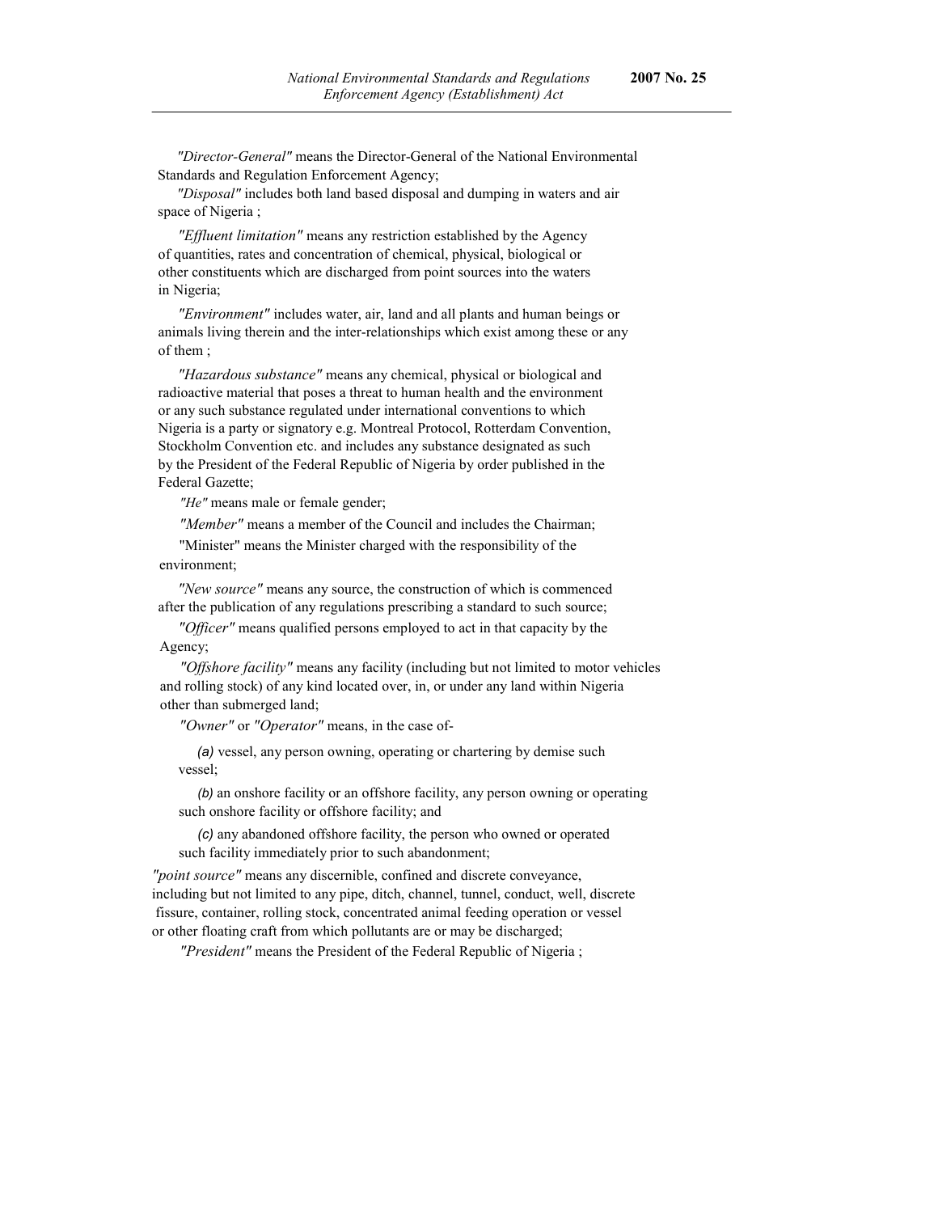*"Director-General"* means the Director-General of the National Environmental Standards and Regulation Enforcement Agency;

*"Disposal"* includes both land based disposal and dumping in waters and air space of Nigeria ;

*"Effluent limitation"* means any restriction established by the Agency of quantities, rates and concentration of chemical, physical, biological or other constituents which are discharged from point sources into the waters in Nigeria;

*"Environment"* includes water, air, land and all plants and human beings or animals living therein and the inter-relationships which exist among these or any of them ;

*"Hazardous substance"* means any chemical, physical or biological and radioactive material that poses a threat to human health and the environment or any such substance regulated under international conventions to which Nigeria is a party or signatory e.g. Montreal Protocol, Rotterdam Convention, Stockholm Convention etc. and includes any substance designated as such by the President of the Federal Republic of Nigeria by order published in the Federal Gazette;

*"He"* means male or female gender;

*"Member"* means a member of the Council and includes the Chairman;

"Minister" means the Minister charged with the responsibility of the environment;

*"New source"* means any source, the construction of which is commenced after the publication of any regulations prescribing a standard to such source;

*"Officer"* means qualified persons employed to act in that capacity by the Agency;

*"Offshore facility"* means any facility (including but not limited to motor vehicles and rolling stock) of any kind located over, in, or under any land within Nigeria other than submerged land;

*"Owner"* or *"Operator"* means, in the case of-

*(a)* vessel, any person owning, operating or chartering by demise such vessel;

*(b)* an onshore facility or an offshore facility, any person owning or operating such onshore facility or offshore facility; and

*(c)* any abandoned offshore facility, the person who owned or operated such facility immediately prior to such abandonment;

*"point source"* means any discernible, confined and discrete conveyance, including but not limited to any pipe, ditch, channel, tunnel, conduct, well, discrete fissure, container, rolling stock, concentrated animal feeding operation or vessel or other floating craft from which pollutants are or may be discharged;

*"President"* means the President of the Federal Republic of Nigeria ;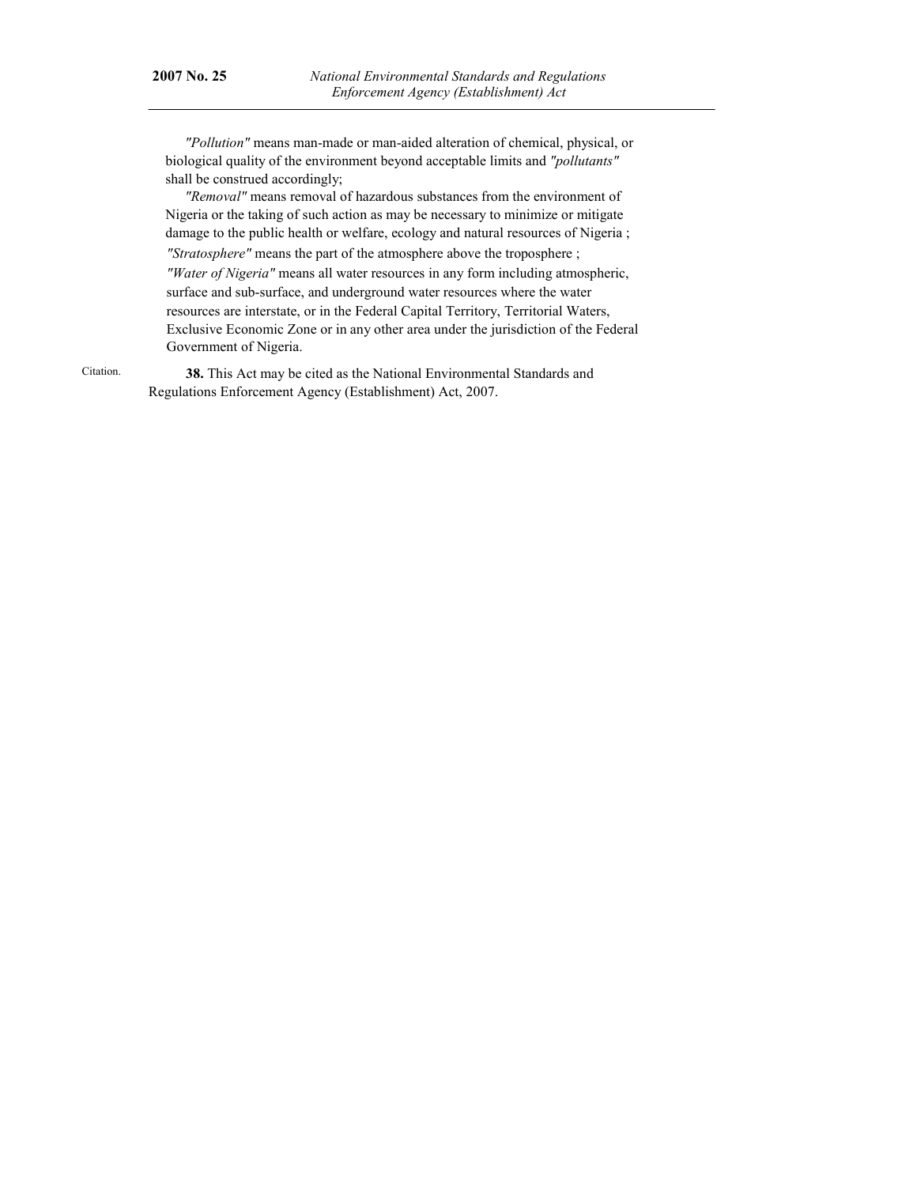*"Pollution"* means man-made or man-aided alteration of chemical, physical, or biological quality of the environment beyond acceptable limits and *"pollutants"* shall be construed accordingly;

*"Removal"* means removal of hazardous substances from the environment of Nigeria or the taking of such action as may be necessary to minimize or mitigate damage to the public health or welfare, ecology and natural resources of Nigeria ;

*"Stratosphere"* means the part of the atmosphere above the troposphere ;

*"Water of Nigeria"* means all water resources in any form including atmospheric, surface and sub-surface, and underground water resources where the water resources are interstate, or in the Federal Capital Territory, Territorial Waters, Exclusive Economic Zone or in any other area under the jurisdiction of the Federal Government of Nigeria.

Citation.

**38.** This Act may be cited as the National Environmental Standards and Regulations Enforcement Agency (Establishment) Act, 2007.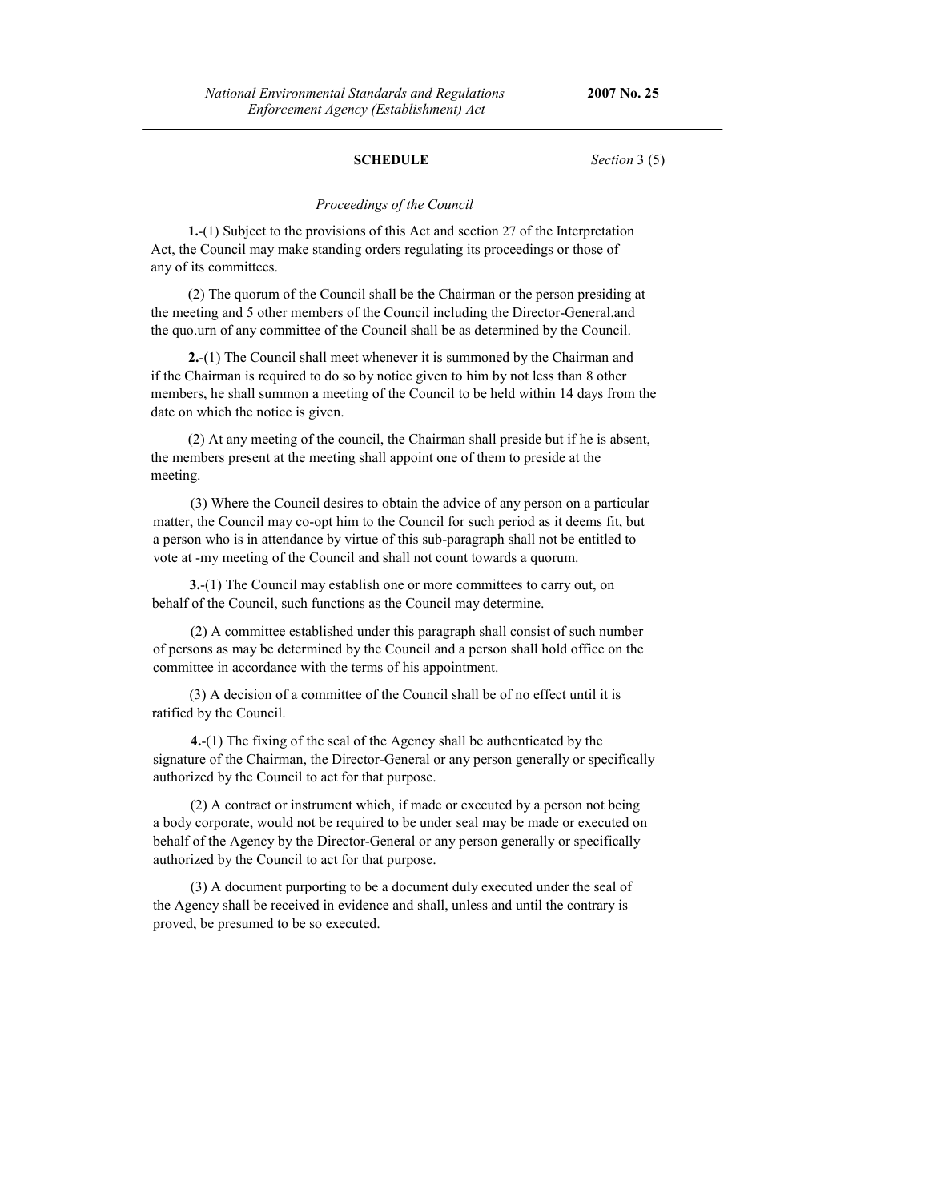## SCHEDULE

*Section* 3 (5)

*Proceedings of the Council*

**1.**-(1) Subject to the provisions of this Act and section 27 of the Interpretation Act, the Council may make standing orders regulating its proceedings or those of any of its committees.

(2) The quorum of the Council shall be the Chairman or the person presiding at the meeting and 5 other members of the Council including the Director-General.and the quo.urn of any committee of the Council shall be as determined by the Council.

**2.**-(1) The Council shall meet whenever it is summoned by the Chairman and if the Chairman is required to do so by notice given to him by not less than 8 other members, he shall summon a meeting of the Council to be held within 14 days from the date on which the notice is given.

(2) At any meeting of the council, the Chairman shall preside but if he is absent, the members present at the meeting shall appoint one of them to preside at the meeting.

(3) Where the Council desires to obtain the advice of any person on a particular matter, the Council may co-opt him to the Council for such period as it deems fit, but a person who is in attendance by virtue of this sub-paragraph shall not be entitled to vote at -my meeting of the Council and shall not count towards a quorum.

**3.**-(1) The Council may establish one or more committees to carry out, on behalf of the Council, such functions as the Council may determine.

(2) A committee established under this paragraph shall consist of such number of persons as may be determined by the Council and a person shall hold office on the committee in accordance with the terms of his appointment.

(3) A decision of a committee of the Council shall be of no effect until it is ratified by the Council.

**4.**-(1) The fixing of the seal of the Agency shall be authenticated by the signature of the Chairman, the Director-General or any person generally or specifically authorized by the Council to act for that purpose.

(2) A contract or instrument which, if made or executed by a person not being a body corporate, would not be required to be under seal may be made or executed on behalf of the Agency by the Director-General or any person generally or specifically authorized by the Council to act for that purpose.

(3) A document purporting to be a document duly executed under the seal of the Agency shall be received in evidence and shall, unless and until the contrary is proved, be presumed to be so executed.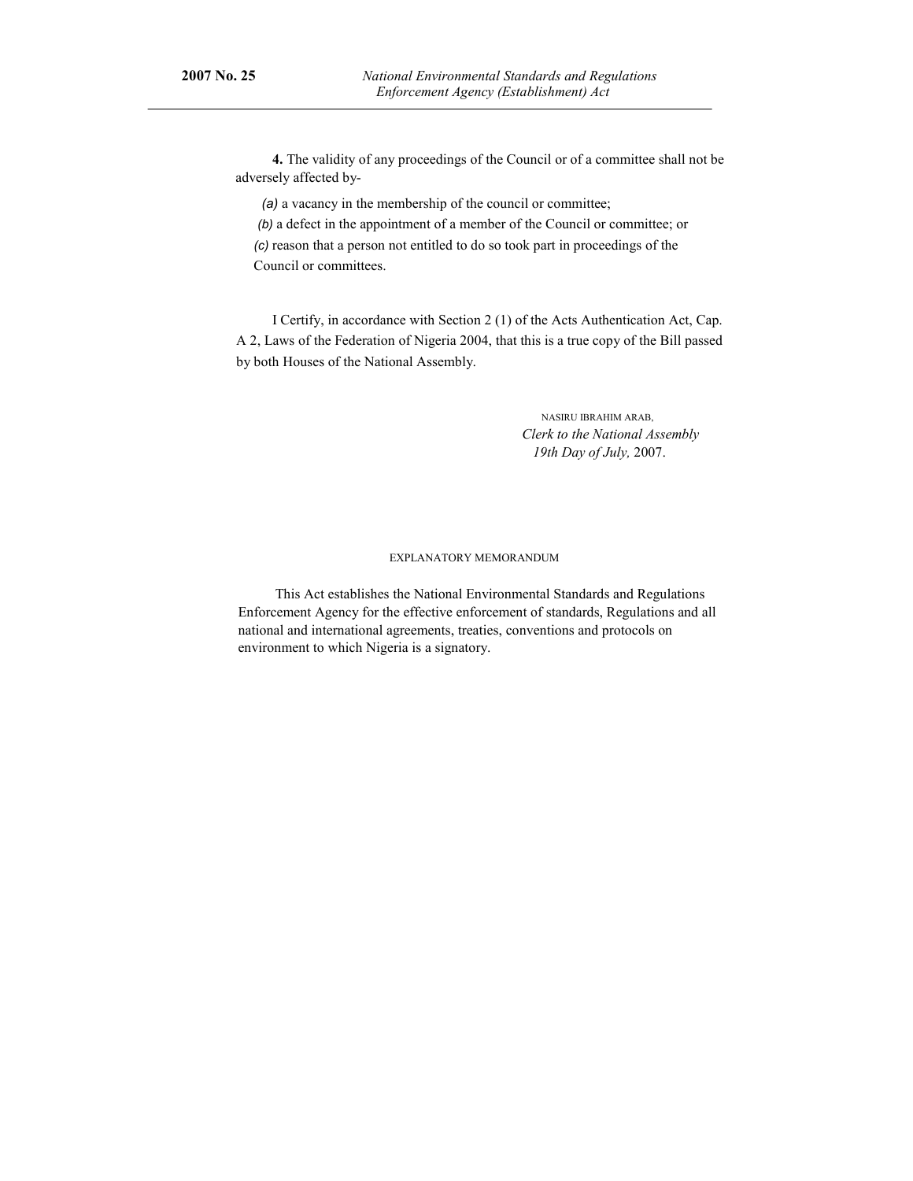**4.** The validity of any proceedings of the Council or of a committee shall not be adversely affected by-

*(a)* a vacancy in the membership of the council or committee;

*(b)* a defect in the appointment of a member of the Council or committee; or

*(c)* reason that a person not entitled to do so took part in proceedings of the Council or committees.

I Certify, in accordance with Section 2 (1) of the Acts Authentication Act, Cap. A 2, Laws of the Federation of Nigeria 2004, that this is a true copy of the Bill passed by both Houses of the National Assembly.

NASIRU IBRAHIM ARAB,
*Clerk to the National Assembly*
*19th Day of July,* 2007.

EXPLANATORY MEMORANDUM

This Act establishes the National Environmental Standards and Regulations Enforcement Agency for the effective enforcement of standards, Regulations and all national and international agreements, treaties, conventions and protocols on environment to which Nigeria is a signatory.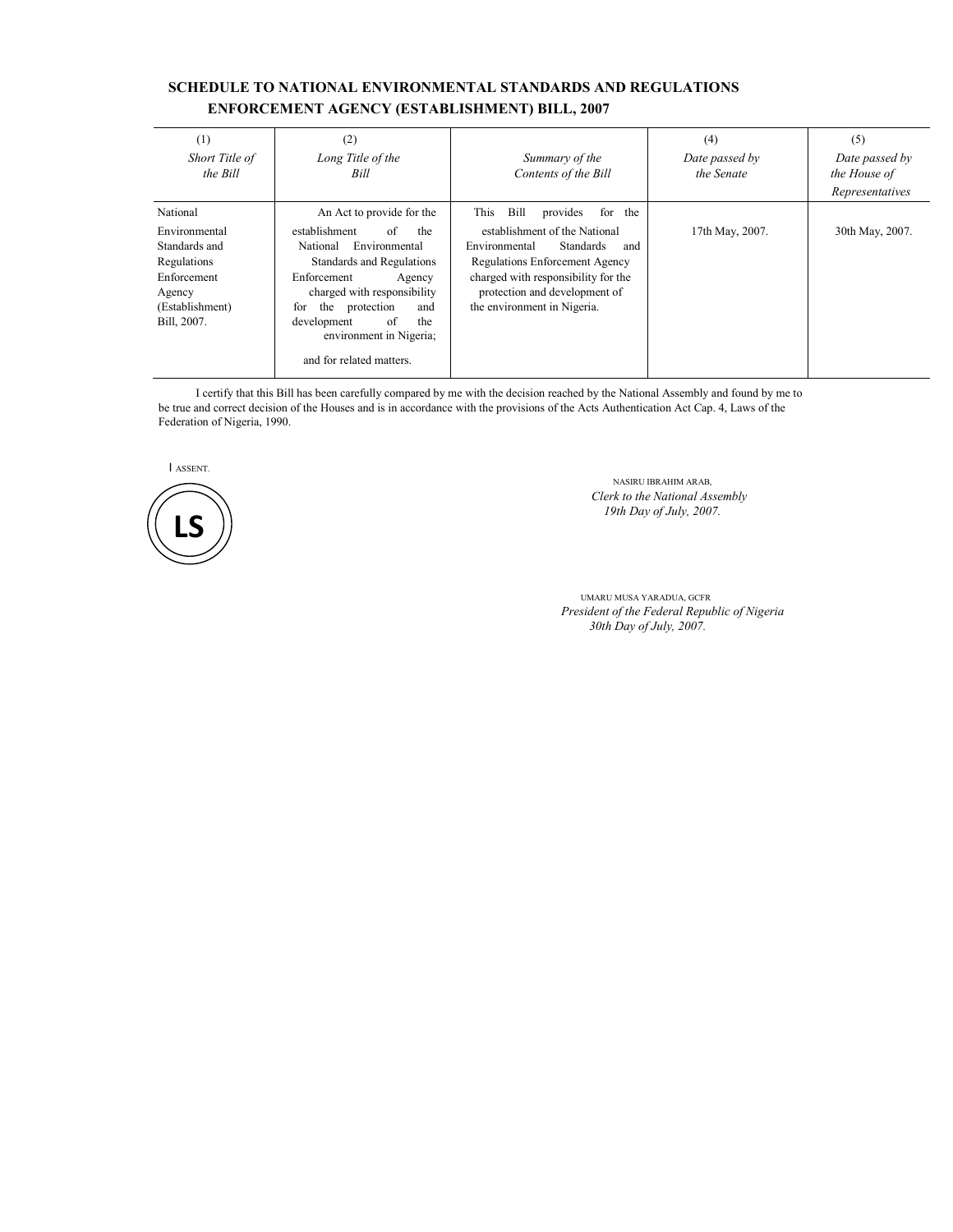**SCHEDULE TO NATIONAL ENVIRONMENTAL STANDARDS AND REGULATIONS ENFORCEMENT AGENCY (ESTABLISHMENT) BILL, 2007**

| (1) *Short Title of the Bill* | (2) *Long Title of the Bill* | *Summary of the Contents of the Bill* | (4) *Date passed by the Senate* | (5) *Date passed by the House of Representatives* |
|---|---|---|---|---|
| National Environmental Standards and Regulations Enforcement Agency (Establishment) Bill, 2007. | An Act to provide for the establishment of the National Environmental Standards and Regulations Enforcement Agency charged with responsibility for the protection and development of the environment in Nigeria; and for related matters. | This Bill provides for the establishment of the National Environmental Standards and Regulations Enforcement Agency charged with responsibility for the protection and development of the environment in Nigeria. | 17th May, 2007. | 30th May, 2007. |

I certify that this Bill has been carefully compared by me with the decision reached by the National Assembly and found by me to be true and correct decision of the Houses and is in accordance with the provisions of the Acts Authentication Act Cap. 4, Laws of the Federation of Nigeria, 1990.

I ASSENT.

LS

NASIRU IBRAHIM ARAB,
*Clerk to the National Assembly*
*19th Day of July, 2007.*

UMARU MUSA YARADUA, GCFR
*President of the Federal Republic of Nigeria*
*30th Day of July, 2007.*